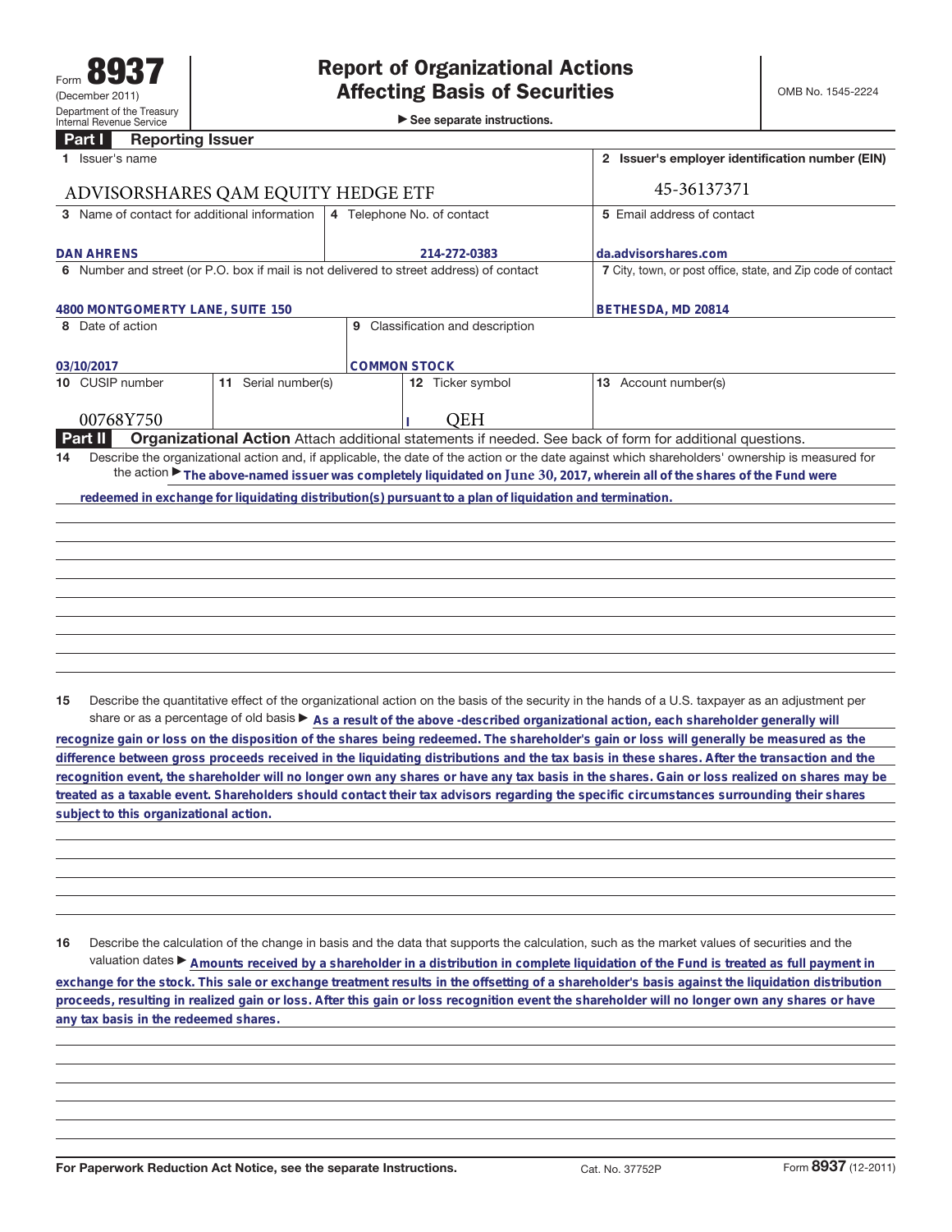Form **8937** (December 2011) Department of the Treasury Internal Revenue Service

# Report of Organizational Actions Affecting Basis of Securities

► See separate instructions.

OMB No. 1545-2224

## Part I Reporting Issuer

| | | | |
|---|---|---|---|
| **1** Issuer's name<br>ADVISORSHARES QAM EQUITY HEDGE ETF | | | **2** Issuer's employer identification number (EIN)<br>45-36137371 |
| **3** Name of contact for additional information<br>DAN AHRENS | **4** Telephone No. of contact<br>214-272-0383 | | **5** Email address of contact<br>da.advisorshares.com |
| **6** Number and street (or P.O. box if mail is not delivered to street address) of contact<br>4800 MONTGOMERTY LANE, SUITE 150 | | | **7** City, town, or post office, state, and Zip code of contact<br>BETHESDA, MD 20814 |
| **8** Date of action<br>03/10/2017 | **9** Classification and description<br>COMMON STOCK | | |
| **10** CUSIP number<br>00768Y750 | **11** Serial number(s) | **12** Ticker symbol<br>QEH | **13** Account number(s) |

## Part II Organizational Action

Attach additional statements if needed. See back of form for additional questions.

**14** Describe the organizational action and, if applicable, the date of the action or the date against which shareholders' ownership is measured for the action ► The above-named issuer was completely liquidated on June 30, 2017, wherein all of the shares of the Fund were redeemed in exchange for liquidating distribution(s) pursuant to a plan of liquidation and termination.

**15** Describe the quantitative effect of the organizational action on the basis of the security in the hands of a U.S. taxpayer as an adjustment per share or as a percentage of old basis ► As a result of the above -described organizational action, each shareholder generally will recognize gain or loss on the disposition of the shares being redeemed. The shareholder's gain or loss will generally be measured as the difference between gross proceeds received in the liquidating distributions and the tax basis in these shares. After the transaction and the recognition event, the shareholder will no longer own any shares or have any tax basis in the shares. Gain or loss realized on shares may be treated as a taxable event. Shareholders should contact their tax advisors regarding the specific circumstances surrounding their shares subject to this organizational action.

**16** Describe the calculation of the change in basis and the data that supports the calculation, such as the market values of securities and the valuation dates ► Amounts received by a shareholder in a distribution in complete liquidation of the Fund is treated as full payment in exchange for the stock. This sale or exchange treatment results in the offsetting of a shareholder's basis against the liquidation distribution proceeds, resulting in realized gain or loss. After this gain or loss recognition event the shareholder will no longer own any shares or have any tax basis in the redeemed shares.

For Paperwork Reduction Act Notice, see the separate Instructions. Cat. No. 37752P Form **8937** (12-2011)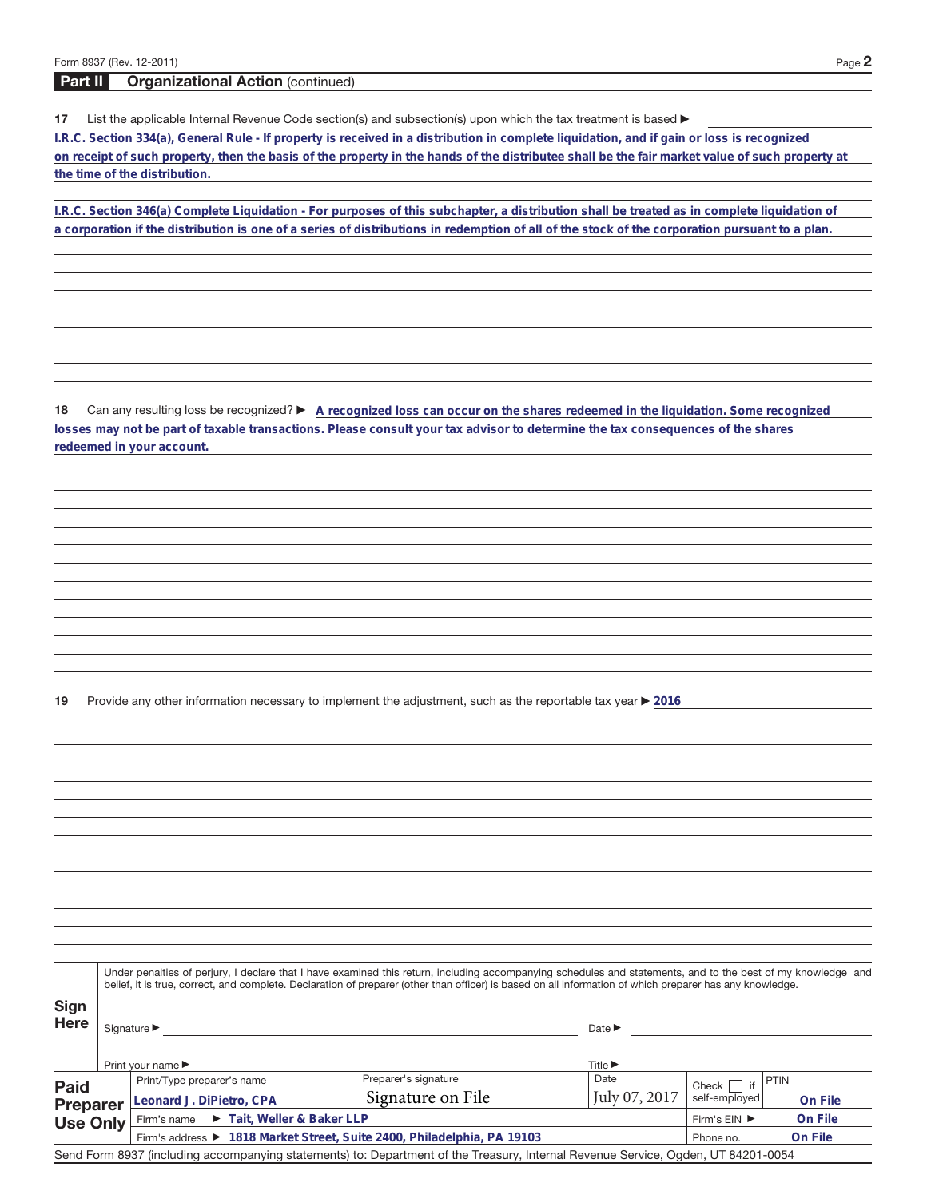Form 8937 (Rev. 12-2011)

**Part II** **Organizational Action** (continued)

**17** List the applicable Internal Revenue Code section(s) and subsection(s) upon which the tax treatment is based ▶

**I.R.C. Section 334(a), General Rule - If property is received in a distribution in complete liquidation, and if gain or loss is recognized on receipt of such property, then the basis of the property in the hands of the distributee shall be the fair market value of such property at the time of the distribution.**

**I.R.C. Section 346(a) Complete Liquidation - For purposes of this subchapter, a distribution shall be treated as in complete liquidation of a corporation if the distribution is one of a series of distributions in redemption of all of the stock of the corporation pursuant to a plan.**

**18** Can any resulting loss be recognized? ▶ **A recognized loss can occur on the shares redeemed in the liquidation. Some recognized losses may not be part of taxable transactions. Please consult your tax advisor to determine the tax consequences of the shares redeemed in your account.**

**19** Provide any other information necessary to implement the adjustment, such as the reportable tax year ▶ **2016**

**Sign Here**

Under penalties of perjury, I declare that I have examined this return, including accompanying schedules and statements, and to the best of my knowledge and belief, it is true, correct, and complete. Declaration of preparer (other than officer) is based on all information of which preparer has any knowledge.

Signature ▶ Date ▶

Print your name ▶ Title ▶

| Paid Preparer Use Only | | | | | |
|---|---|---|---|---|---|
| Print/Type preparer's name | Preparer's signature | Date | Check ☐ if self-employed | PTIN | |
| **Leonard J. DiPietro, CPA** | Signature on File | July 07, 2017 | | **On File** | |
| Firm's name ▶ **Tait, Weller & Baker LLP** | | | Firm's EIN ▶ | **On File** | |
| Firm's address ▶ **1818 Market Street, Suite 2400, Philadelphia, PA 19103** | | | Phone no. | **On File** | |

Send Form 8937 (including accompanying statements) to: Department of the Treasury, Internal Revenue Service, Ogden, UT 84201-0054